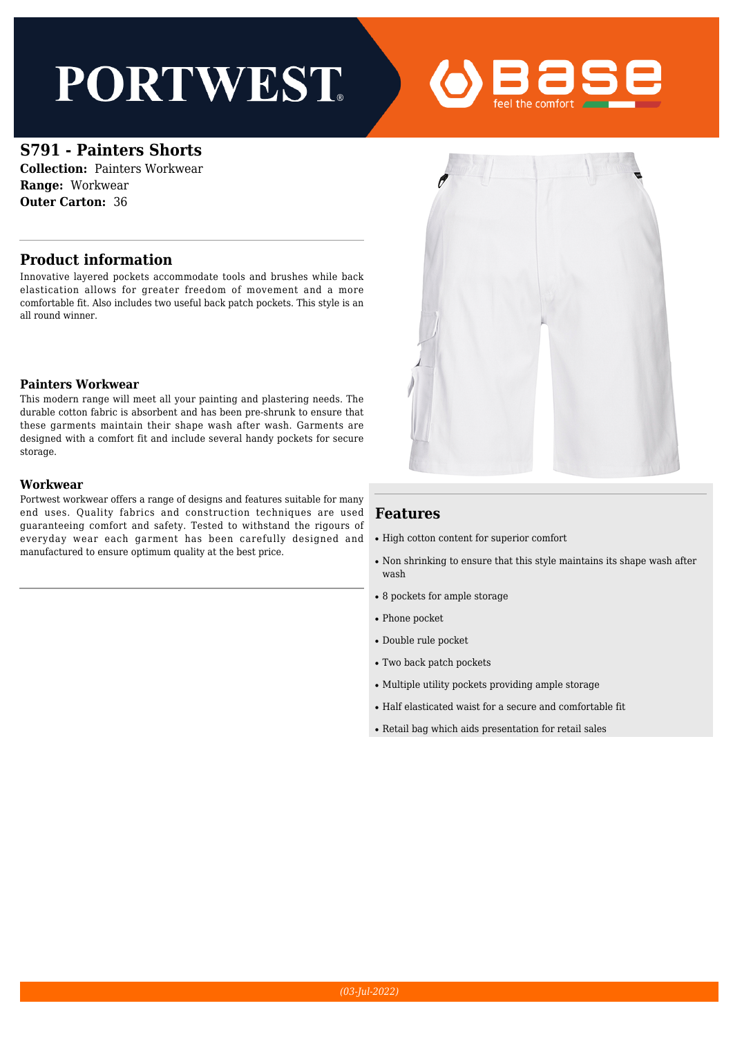# S791 - Painters Shorts

**Collection:** Painters Workwear
**Range:** Workwear
**Outer Carton:** 36

## Product information

Innovative layered pockets accommodate tools and brushes while back elastication allows for greater freedom of movement and a more comfortable fit. Also includes two useful back patch pockets. This style is an all round winner.

### Painters Workwear

This modern range will meet all your painting and plastering needs. The durable cotton fabric is absorbent and has been pre-shrunk to ensure that these garments maintain their shape wash after wash. Garments are designed with a comfort fit and include several handy pockets for secure storage.

### Workwear

Portwest workwear offers a range of designs and features suitable for many end uses. Quality fabrics and construction techniques are used guaranteeing comfort and safety. Tested to withstand the rigours of everyday wear each garment has been carefully designed and manufactured to ensure optimum quality at the best price.

## Features

- High cotton content for superior comfort
- Non shrinking to ensure that this style maintains its shape wash after wash
- 8 pockets for ample storage
- Phone pocket
- Double rule pocket
- Two back patch pockets
- Multiple utility pockets providing ample storage
- Half elasticated waist for a secure and comfortable fit
- Retail bag which aids presentation for retail sales

*(03-Jul-2022)*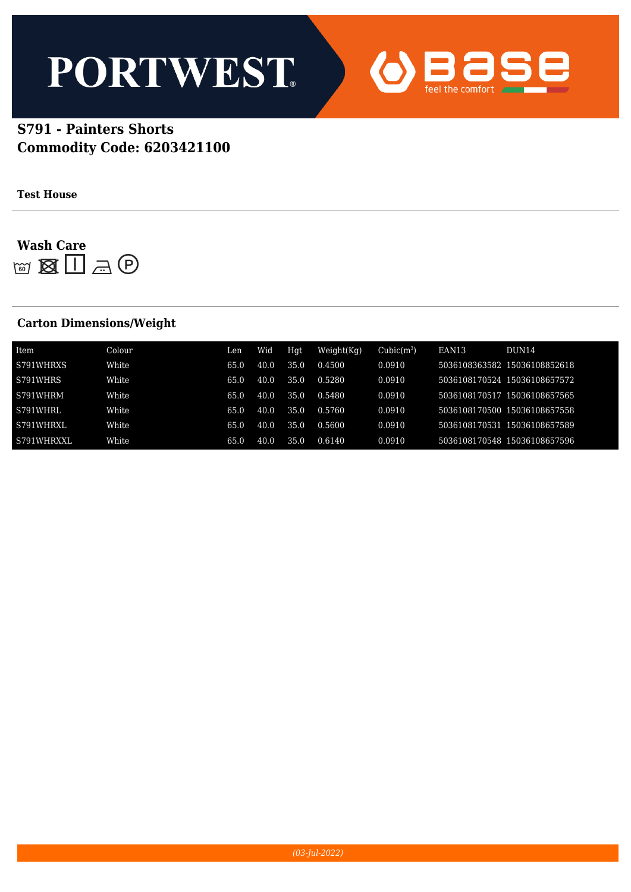# S791 - Painters Shorts
## Commodity Code: 6203421100

**Test House**

---

### Wash Care

---

### Carton Dimensions/Weight

| Item | Colour | Len | Wid | Hgt | Weight(Kg) | Cubic($m^3$) | EAN13 | DUN14 |
|---|---|---|---|---|---|---|---|---|
| S791WHRXS | White | 65.0 | 40.0 | 35.0 | 0.4500 | 0.0910 | 5036108363582 | 15036108852618 |
| S791WHRS | White | 65.0 | 40.0 | 35.0 | 0.5280 | 0.0910 | 5036108170524 | 15036108657572 |
| S791WHRM | White | 65.0 | 40.0 | 35.0 | 0.5480 | 0.0910 | 5036108170517 | 15036108657565 |
| S791WHRL | White | 65.0 | 40.0 | 35.0 | 0.5760 | 0.0910 | 5036108170500 | 15036108657558 |
| S791WHRXL | White | 65.0 | 40.0 | 35.0 | 0.5600 | 0.0910 | 5036108170531 | 15036108657589 |
| S791WHRXXL | White | 65.0 | 40.0 | 35.0 | 0.6140 | 0.0910 | 5036108170548 | 15036108657596 |